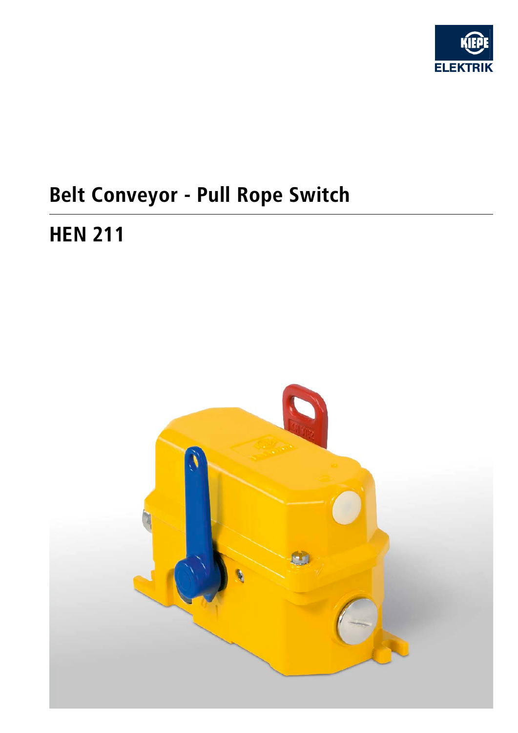# Belt Conveyor - Pull Rope Switch

## HEN 211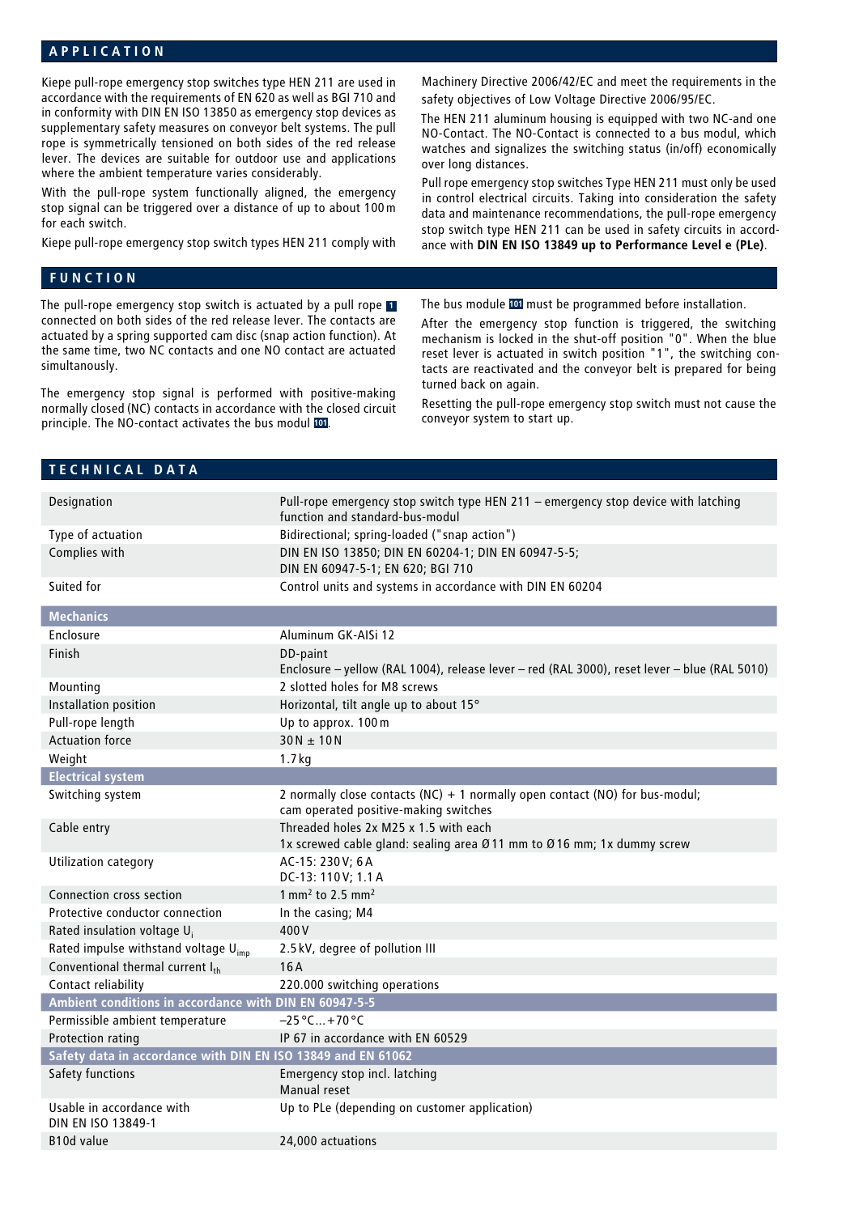## APPLICATION

Kiepe pull-rope emergency stop switches type HEN 211 are used in accordance with the requirements of EN 620 as well as BGI 710 and in conformity with DIN EN ISO 13850 as emergency stop devices as supplementary safety measures on conveyor belt systems. The pull rope is symmetrically tensioned on both sides of the red release lever. The devices are suitable for outdoor use and applications where the ambient temperature varies considerably.

With the pull-rope system functionally aligned, the emergency stop signal can be triggered over a distance of up to about 100 m for each switch.

Kiepe pull-rope emergency stop switch types HEN 211 comply with Machinery Directive 2006/42/EC and meet the requirements in the safety objectives of Low Voltage Directive 2006/95/EC.

The HEN 211 aluminum housing is equipped with two NC-and one NO-Contact. The NO-Contact is connected to a bus modul, which watches and signalizes the switching status (in/off) economically over long distances.

Pull rope emergency stop switches Type HEN 211 must only be used in control electrical circuits. Taking into consideration the safety data and maintenance recommendations, the pull-rope emergency stop switch type HEN 211 can be used in safety circuits in accordance with **DIN EN ISO 13849 up to Performance Level e (PLe)**.

## FUNCTION

The pull-rope emergency stop switch is actuated by a pull rope 1 connected on both sides of the red release lever. The contacts are actuated by a spring supported cam disc (snap action function). At the same time, two NC contacts and one NO contact are actuated simultaneously.

The emergency stop signal is performed with positive-making normally closed (NC) contacts in accordance with the closed circuit principle. The NO-contact activates the bus modul 101.

The bus module 101 must be programmed before installation.

After the emergency stop function is triggered, the switching mechanism is locked in the shut-off position "0". When the blue reset lever is actuated in switch position "1", the switching contacts are reactivated and the conveyor belt is prepared for being turned back on again.

Resetting the pull-rope emergency stop switch must not cause the conveyor system to start up.

## TECHNICAL DATA

| | |
|---|---|
| Designation | Pull-rope emergency stop switch type HEN 211 – emergency stop device with latching function and standard-bus-modul |
| Type of actuation | Bidirectional; spring-loaded ("snap action") |
| Complies with | DIN EN ISO 13850; DIN EN 60204-1; DIN EN 60947-5-5; DIN EN 60947-5-1; EN 620; BGI 710 |
| Suited for | Control units and systems in accordance with DIN EN 60204 |
| **Mechanics** | |
| Enclosure | Aluminum GK-AlSi 12 |
| Finish | DD-paint<br>Enclosure – yellow (RAL 1004), release lever – red (RAL 3000), reset lever – blue (RAL 5010) |
| Mounting | 2 slotted holes for M8 screws |
| Installation position | Horizontal, tilt angle up to about 15° |
| Pull-rope length | Up to approx. 100 m |
| Actuation force | 30 N ± 10 N |
| Weight | 1.7 kg |
| **Electrical system** | |
| Switching system | 2 normally close contacts (NC) + 1 normally open contact (NO) for bus-modul; cam operated positive-making switches |
| Cable entry | Threaded holes 2x M25 x 1.5 with each<br>1x screwed cable gland: sealing area Ø 11 mm to Ø 16 mm; 1x dummy screw |
| Utilization category | AC-15: 230 V; 6 A<br>DC-13: 110 V; 1.1 A |
| Connection cross section | 1 mm² to 2.5 mm² |
| Protective conductor connection | In the casing; M4 |
| Rated insulation voltage $U_i$ | 400 V |
| Rated impulse withstand voltage $U_{imp}$ | 2.5 kV, degree of pollution III |
| Conventional thermal current $I_{th}$ | 16 A |
| Contact reliability | 220.000 switching operations |
| **Ambient conditions in accordance with DIN EN 60947-5-5** | |
| Permissible ambient temperature | –25 °C ... +70 °C |
| Protection rating | IP 67 in accordance with EN 60529 |
| **Safety data in accordance with DIN EN ISO 13849 and EN 61062** | |
| Safety functions | Emergency stop incl. latching<br>Manual reset |
| Usable in accordance with DIN EN ISO 13849-1 | Up to PLe (depending on customer application) |
| B10d value | 24,000 actuations |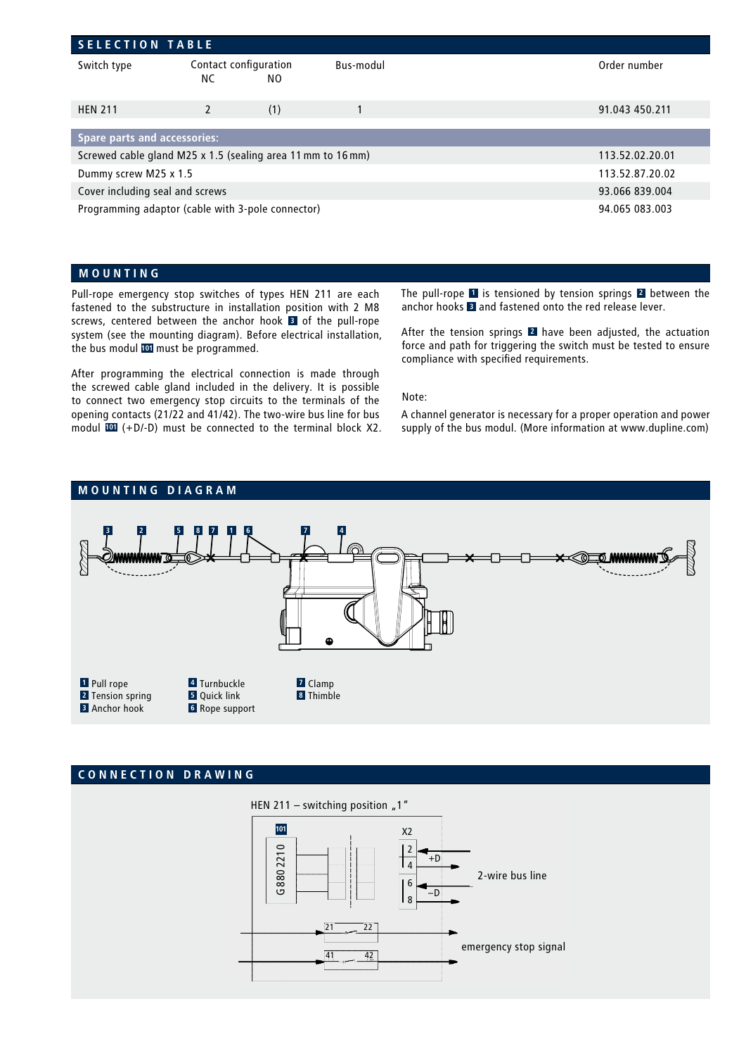## SELECTION TABLE

| Switch type | Contact configuration NC | NO | Bus-modul | Order number |
|---|---|---|---|---|
| HEN 211 | 2 | (1) | 1 | 91.043 450.211 |

| Spare parts and accessories: | |
|---|---|
| Screwed cable gland M25 x 1.5 (sealing area 11 mm to 16 mm) | 113.52.02.20.01 |
| Dummy screw M25 x 1.5 | 113.52.87.20.02 |
| Cover including seal and screws | 93.066 839.004 |
| Programming adaptor (cable with 3-pole connector) | 94.065 083.003 |

## MOUNTING

Pull-rope emergency stop switches of types HEN 211 are each fastened to the substructure in installation position with 2 M8 screws, centered between the anchor hook **3** of the pull-rope system (see the mounting diagram). Before electrical installation, the bus modul **101** must be programmed.

After programming the electrical connection is made through the screwed cable gland included in the delivery. It is possible to connect two emergency stop circuits to the terminals of the opening contacts (21/22 and 41/42). The two-wire bus line for bus modul **101** (+D/-D) must be connected to the terminal block X2.

The pull-rope **1** is tensioned by tension springs **2** between the anchor hooks **3** and fastened onto the red release lever.

After the tension springs **2** have been adjusted, the actuation force and path for triggering the switch must be tested to ensure compliance with specified requirements.

Note:

A channel generator is necessary for a proper operation and power supply of the bus modul. (More information at www.dupline.com)

## MOUNTING DIAGRAM

**1** Pull rope
**2** Tension spring
**3** Anchor hook
**4** Turnbuckle
**5** Quick link
**6** Rope support
**7** Clamp
**8** Thimble

## CONNECTION DRAWING

HEN 211 – switching position „1"

101 G880 2210

X2: 2, 4 (+D), 6, 8 (–D) — 2-wire bus line

21 – 22, 41 – 42 — emergency stop signal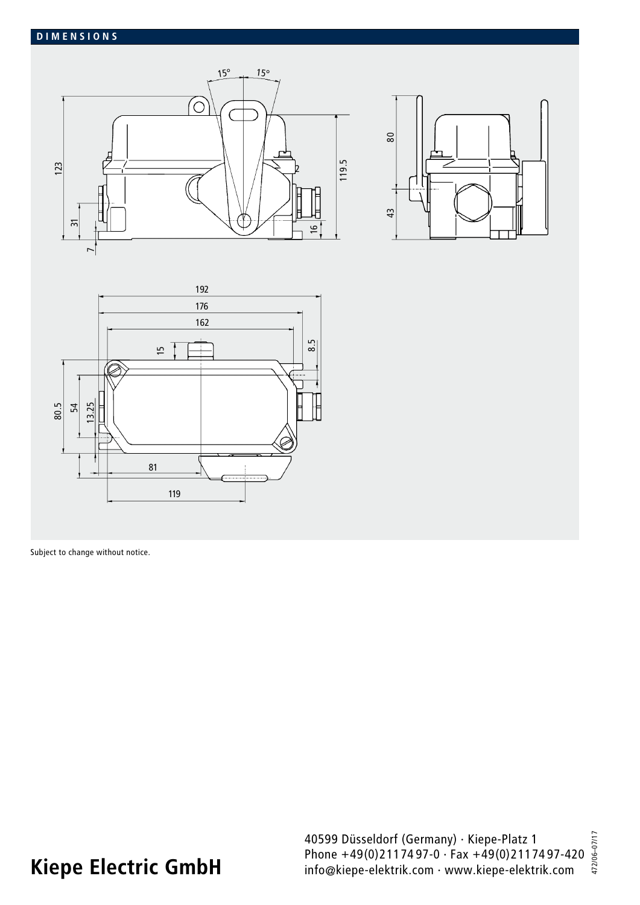## DIMENSIONS

15° 15°

123

119.5

31

7

16

80

43

192

176

162

15

8.5

80.5

54

13.25

81

119

Subject to change without notice.

**Kiepe Electric GmbH**

40599 Düsseldorf (Germany) · Kiepe-Platz 1
Phone +49(0)21174 97-0 · Fax +49(0)21174 97-420
info@kiepe-elektrik.com · www.kiepe-elektrik.com

472/06–07/17